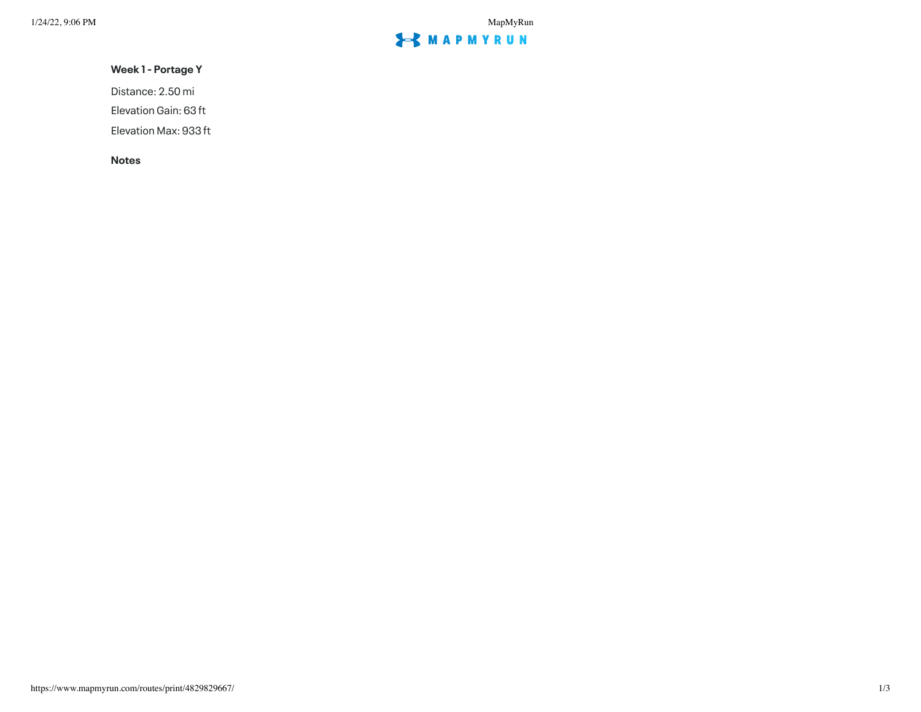**Week 1 - Portage Y**

Distance: 2.50 mi

Elevation Gain: 63 ft

Elevation Max: 933 ft

**Notes**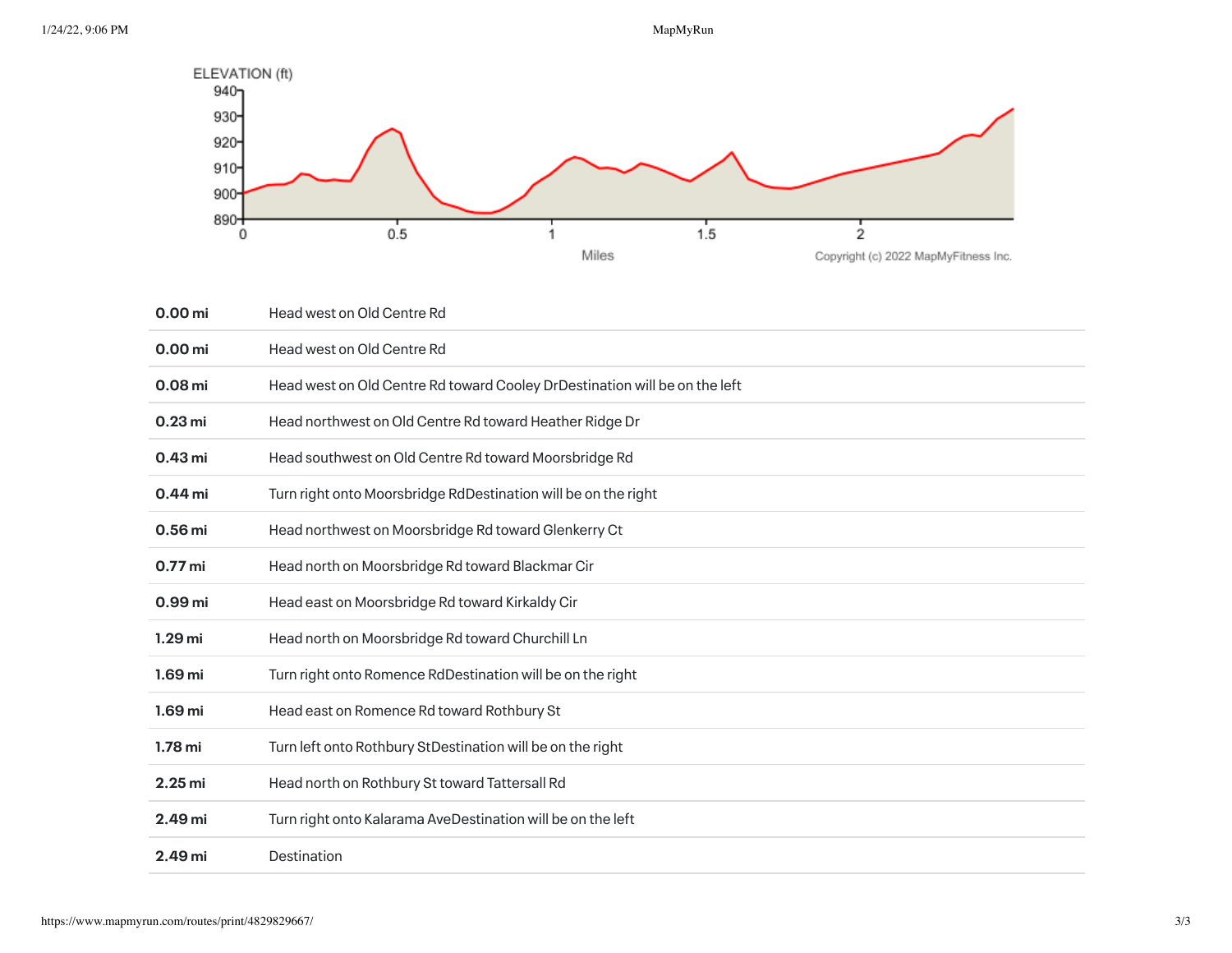ELEVATION (ft)

940
930
920
910
900
890

0
0.5
1
1.5
2

Miles

Copyright (c) 2022 MapMyFitness Inc.

| | |
|---|---|
| **0.00 mi** | Head west on Old Centre Rd |
| **0.00 mi** | Head west on Old Centre Rd |
| **0.08 mi** | Head west on Old Centre Rd toward Cooley DrDestination will be on the left |
| **0.23 mi** | Head northwest on Old Centre Rd toward Heather Ridge Dr |
| **0.43 mi** | Head southwest on Old Centre Rd toward Moorsbridge Rd |
| **0.44 mi** | Turn right onto Moorsbridge RdDestination will be on the right |
| **0.56 mi** | Head northwest on Moorsbridge Rd toward Glenkerry Ct |
| **0.77 mi** | Head north on Moorsbridge Rd toward Blackmar Cir |
| **0.99 mi** | Head east on Moorsbridge Rd toward Kirkaldy Cir |
| **1.29 mi** | Head north on Moorsbridge Rd toward Churchill Ln |
| **1.69 mi** | Turn right onto Romence RdDestination will be on the right |
| **1.69 mi** | Head east on Romence Rd toward Rothbury St |
| **1.78 mi** | Turn left onto Rothbury StDestination will be on the right |
| **2.25 mi** | Head north on Rothbury St toward Tattersall Rd |
| **2.49 mi** | Turn right onto Kalarama AveDestination will be on the left |
| **2.49 mi** | Destination |